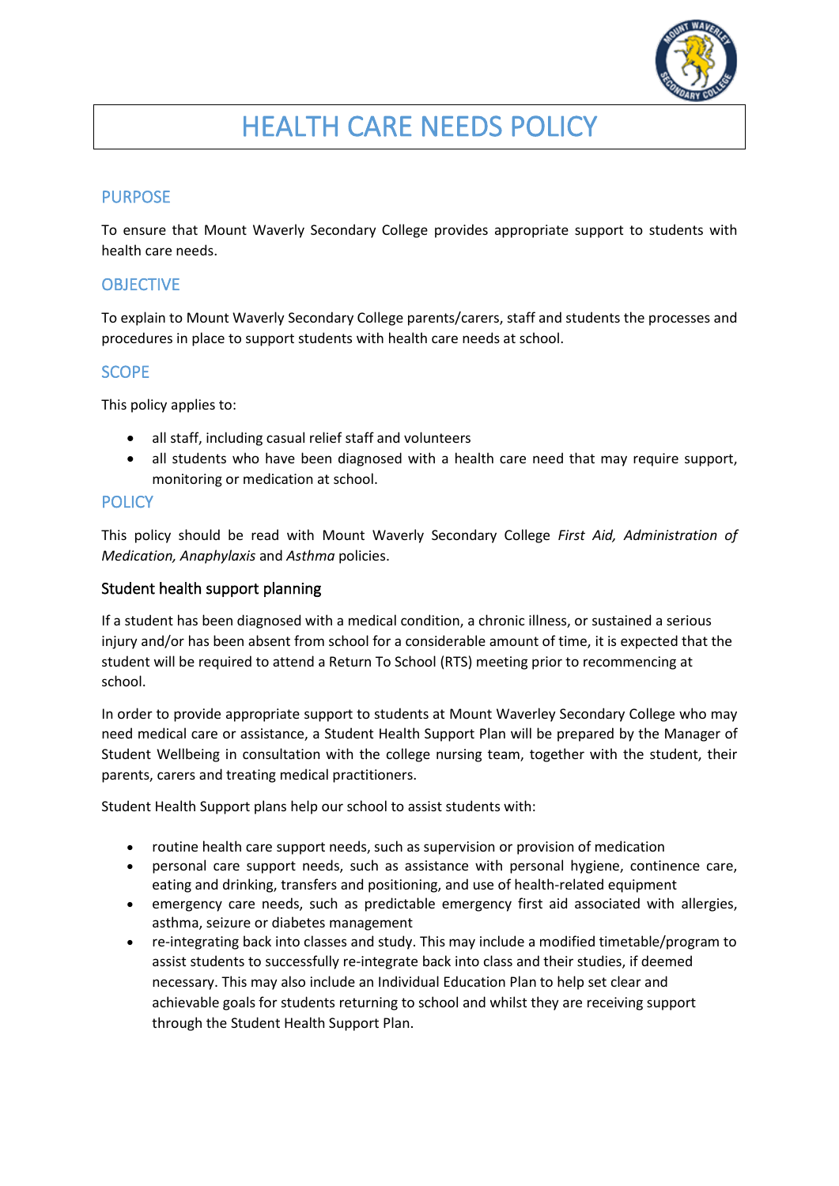# HEALTH CARE NEEDS POLICY

## PURPOSE

To ensure that Mount Waverly Secondary College provides appropriate support to students with health care needs.

## OBJECTIVE

To explain to Mount Waverly Secondary College parents/carers, staff and students the processes and procedures in place to support students with health care needs at school.

## SCOPE

This policy applies to:

- all staff, including casual relief staff and volunteers
- all students who have been diagnosed with a health care need that may require support, monitoring or medication at school.

## POLICY

This policy should be read with Mount Waverly Secondary College *First Aid, Administration of Medication, Anaphylaxis* and *Asthma* policies.

### Student health support planning

If a student has been diagnosed with a medical condition, a chronic illness, or sustained a serious injury and/or has been absent from school for a considerable amount of time, it is expected that the student will be required to attend a Return To School (RTS) meeting prior to recommencing at school.

In order to provide appropriate support to students at Mount Waverley Secondary College who may need medical care or assistance, a Student Health Support Plan will be prepared by the Manager of Student Wellbeing in consultation with the college nursing team, together with the student, their parents, carers and treating medical practitioners.

Student Health Support plans help our school to assist students with:

- routine health care support needs, such as supervision or provision of medication
- personal care support needs, such as assistance with personal hygiene, continence care, eating and drinking, transfers and positioning, and use of health-related equipment
- emergency care needs, such as predictable emergency first aid associated with allergies, asthma, seizure or diabetes management
- re-integrating back into classes and study. This may include a modified timetable/program to assist students to successfully re-integrate back into class and their studies, if deemed necessary. This may also include an Individual Education Plan to help set clear and achievable goals for students returning to school and whilst they are receiving support through the Student Health Support Plan.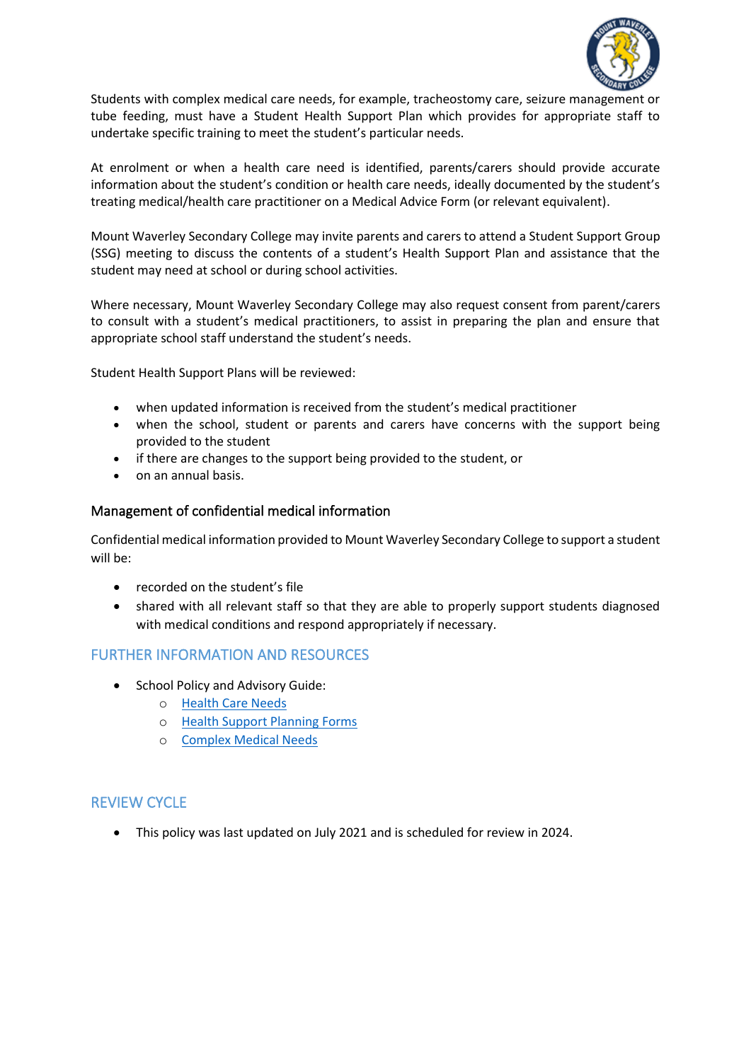Students with complex medical care needs, for example, tracheostomy care, seizure management or tube feeding, must have a Student Health Support Plan which provides for appropriate staff to undertake specific training to meet the student's particular needs.

At enrolment or when a health care need is identified, parents/carers should provide accurate information about the student's condition or health care needs, ideally documented by the student's treating medical/health care practitioner on a Medical Advice Form (or relevant equivalent).

Mount Waverley Secondary College may invite parents and carers to attend a Student Support Group (SSG) meeting to discuss the contents of a student's Health Support Plan and assistance that the student may need at school or during school activities.

Where necessary, Mount Waverley Secondary College may also request consent from parent/carers to consult with a student's medical practitioners, to assist in preparing the plan and ensure that appropriate school staff understand the student's needs.

Student Health Support Plans will be reviewed:

- when updated information is received from the student's medical practitioner
- when the school, student or parents and carers have concerns with the support being provided to the student
- if there are changes to the support being provided to the student, or
- on an annual basis.

### Management of confidential medical information

Confidential medical information provided to Mount Waverley Secondary College to support a student will be:

- recorded on the student's file
- shared with all relevant staff so that they are able to properly support students diagnosed with medical conditions and respond appropriately if necessary.

## FURTHER INFORMATION AND RESOURCES

- School Policy and Advisory Guide:
  - Health Care Needs
  - Health Support Planning Forms
  - Complex Medical Needs

## REVIEW CYCLE

- This policy was last updated on July 2021 and is scheduled for review in 2024.